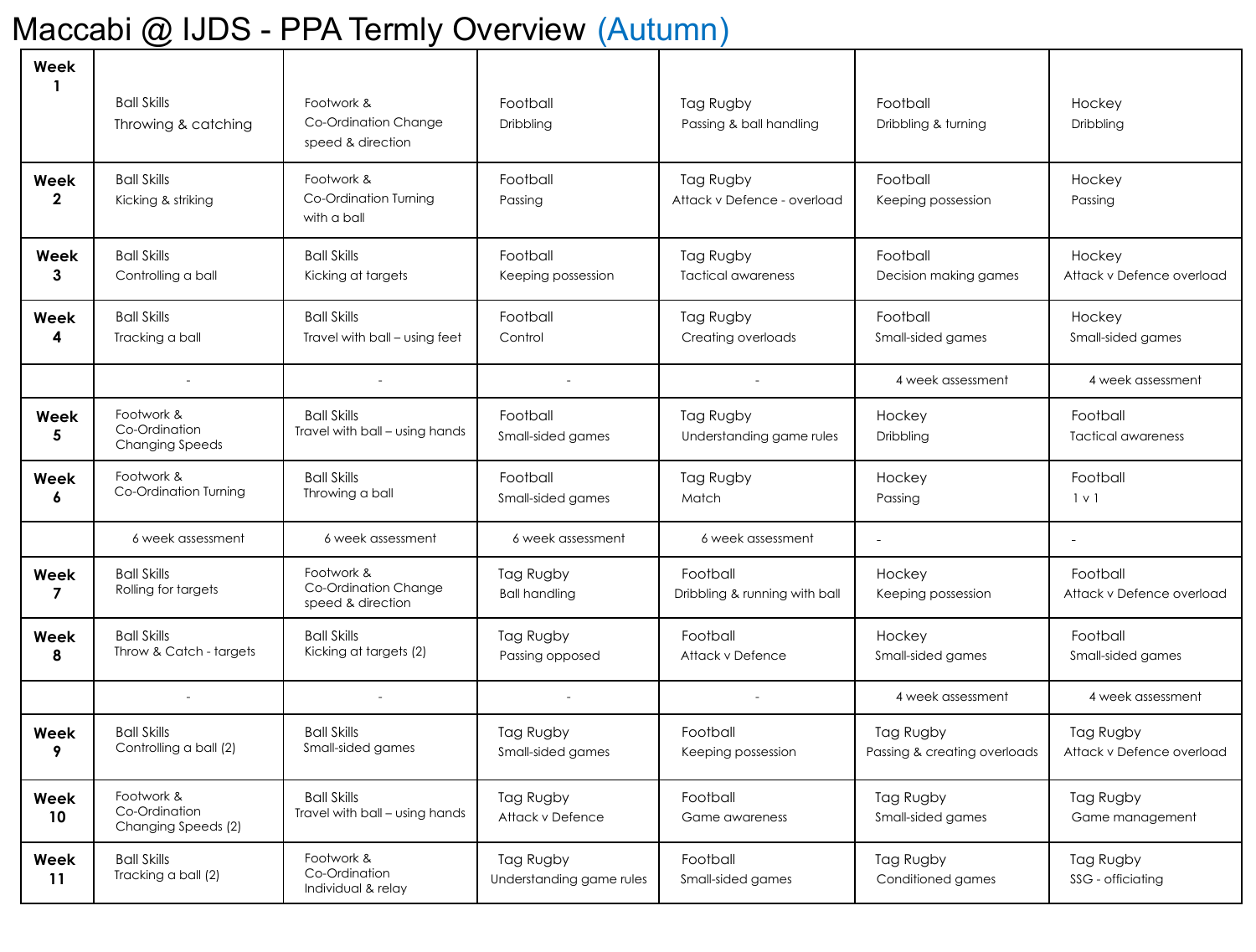# Maccabi @ IJDS - PPA Termly Overview (Autumn)

| Week | | | | | | |
|---|---|---|---|---|---|---|
| **Week 1** | Ball Skills<br>Throwing & catching | Footwork & Co-Ordination Change speed & direction | Football<br>Dribbling | Tag Rugby<br>Passing & ball handling | Football<br>Dribbling & turning | Hockey<br>Dribbling |
| **Week 2** | Ball Skills<br>Kicking & striking | Footwork & Co-Ordination Turning with a ball | Football<br>Passing | Tag Rugby<br>Attack v Defence - overload | Football<br>Keeping possession | Hockey<br>Passing |
| **Week 3** | Ball Skills<br>Controlling a ball | Ball Skills<br>Kicking at targets | Football<br>Keeping possession | Tag Rugby<br>Tactical awareness | Football<br>Decision making games | Hockey<br>Attack v Defence overload |
| **Week 4** | Ball Skills<br>Tracking a ball | Ball Skills<br>Travel with ball – using feet | Football<br>Control | Tag Rugby<br>Creating overloads | Football<br>Small-sided games | Hockey<br>Small-sided games |
| | - | - | - | - | 4 week assessment | 4 week assessment |
| **Week 5** | Footwork & Co-Ordination Changing Speeds | Ball Skills<br>Travel with ball – using hands | Football<br>Small-sided games | Tag Rugby<br>Understanding game rules | Hockey<br>Dribbling | Football<br>Tactical awareness |
| **Week 6** | Footwork & Co-Ordination Turning | Ball Skills<br>Throwing a ball | Football<br>Small-sided games | Tag Rugby<br>Match | Hockey<br>Passing | Football<br>1 v 1 |
| | 6 week assessment | 6 week assessment | 6 week assessment | 6 week assessment | - | - |
| **Week 7** | Ball Skills<br>Rolling for targets | Footwork & Co-Ordination Change speed & direction | Tag Rugby<br>Ball handling | Football<br>Dribbling & running with ball | Hockey<br>Keeping possession | Football<br>Attack v Defence overload |
| **Week 8** | Ball Skills<br>Throw & Catch - targets | Ball Skills<br>Kicking at targets (2) | Tag Rugby<br>Passing opposed | Football<br>Attack v Defence | Hockey<br>Small-sided games | Football<br>Small-sided games |
| | - | - | - | - | 4 week assessment | 4 week assessment |
| **Week 9** | Ball Skills<br>Controlling a ball (2) | Ball Skills<br>Small-sided games | Tag Rugby<br>Small-sided games | Football<br>Keeping possession | Tag Rugby<br>Passing & creating overloads | Tag Rugby<br>Attack v Defence overload |
| **Week 10** | Footwork & Co-Ordination Changing Speeds (2) | Ball Skills<br>Travel with ball – using hands | Tag Rugby<br>Attack v Defence | Football<br>Game awareness | Tag Rugby<br>Small-sided games | Tag Rugby<br>Game management |
| **Week 11** | Ball Skills<br>Tracking a ball (2) | Footwork & Co-Ordination Individual & relay | Tag Rugby<br>Understanding game rules | Football<br>Small-sided games | Tag Rugby<br>Conditioned games | Tag Rugby<br>SSG - officiating |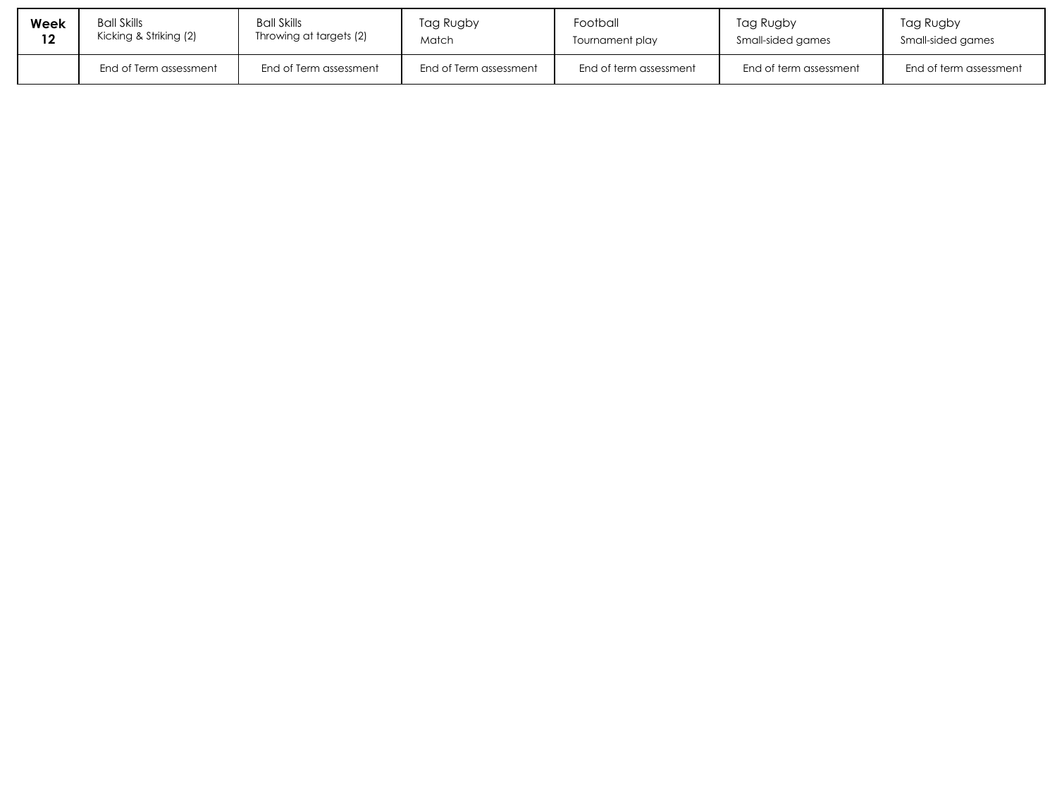| | | | | | | |
|---|---|---|---|---|---|---|
| **Week 12** | Ball Skills<br>Kicking & Striking (2) | Ball Skills<br>Throwing at targets (2) | Tag Rugby<br>Match | Football<br>Tournament play | Tag Rugby<br>Small-sided games | Tag Rugby<br>Small-sided games |
| | End of Term assessment | End of Term assessment | End of Term assessment | End of term assessment | End of term assessment | End of term assessment |